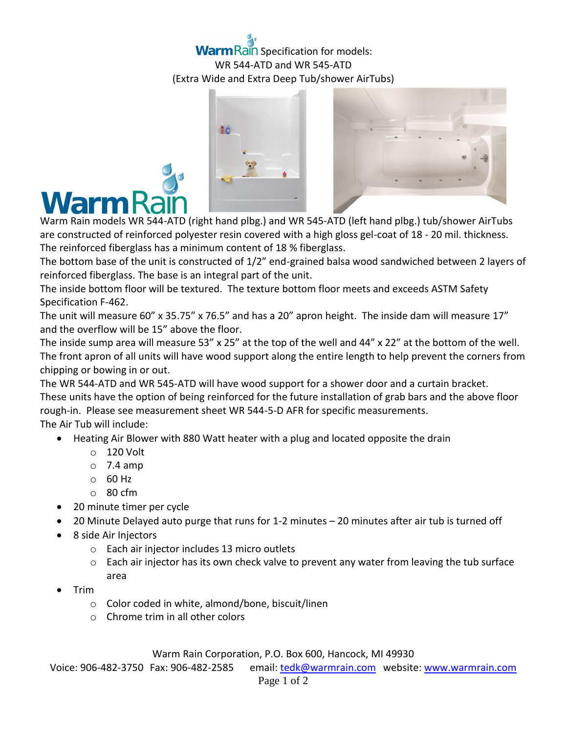# WarmRain Specification for models: WR 544-ATD and WR 545-ATD (Extra Wide and Extra Deep Tub/shower AirTubs)

Warm Rain models WR 544-ATD (right hand plbg.) and WR 545-ATD (left hand plbg.) tub/shower AirTubs are constructed of reinforced polyester resin covered with a high gloss gel-coat of 18 - 20 mil. thickness. The reinforced fiberglass has a minimum content of 18 % fiberglass.

The bottom base of the unit is constructed of 1/2" end-grained balsa wood sandwiched between 2 layers of reinforced fiberglass. The base is an integral part of the unit.

The inside bottom floor will be textured. The texture bottom floor meets and exceeds ASTM Safety Specification F-462.

The unit will measure 60" x 35.75" x 76.5" and has a 20" apron height. The inside dam will measure 17" and the overflow will be 15" above the floor.

The inside sump area will measure 53" x 25" at the top of the well and 44" x 22" at the bottom of the well.

The front apron of all units will have wood support along the entire length to help prevent the corners from chipping or bowing in or out.

The WR 544-ATD and WR 545-ATD will have wood support for a shower door and a curtain bracket.

These units have the option of being reinforced for the future installation of grab bars and the above floor rough-in. Please see measurement sheet WR 544-5-D AFR for specific measurements.

The Air Tub will include:

- Heating Air Blower with 880 Watt heater with a plug and located opposite the drain
  - 120 Volt
  - 7.4 amp
  - 60 Hz
  - 80 cfm
- 20 minute timer per cycle
- 20 Minute Delayed auto purge that runs for 1-2 minutes – 20 minutes after air tub is turned off
- 8 side Air Injectors
  - Each air injector includes 13 micro outlets
  - Each air injector has its own check valve to prevent any water from leaving the tub surface area
- Trim
  - Color coded in white, almond/bone, biscuit/linen
  - Chrome trim in all other colors

Warm Rain Corporation, P.O. Box 600, Hancock, MI 49930
Voice: 906-482-3750 Fax: 906-482-2585 email: tedk@warmrain.com website: www.warmrain.com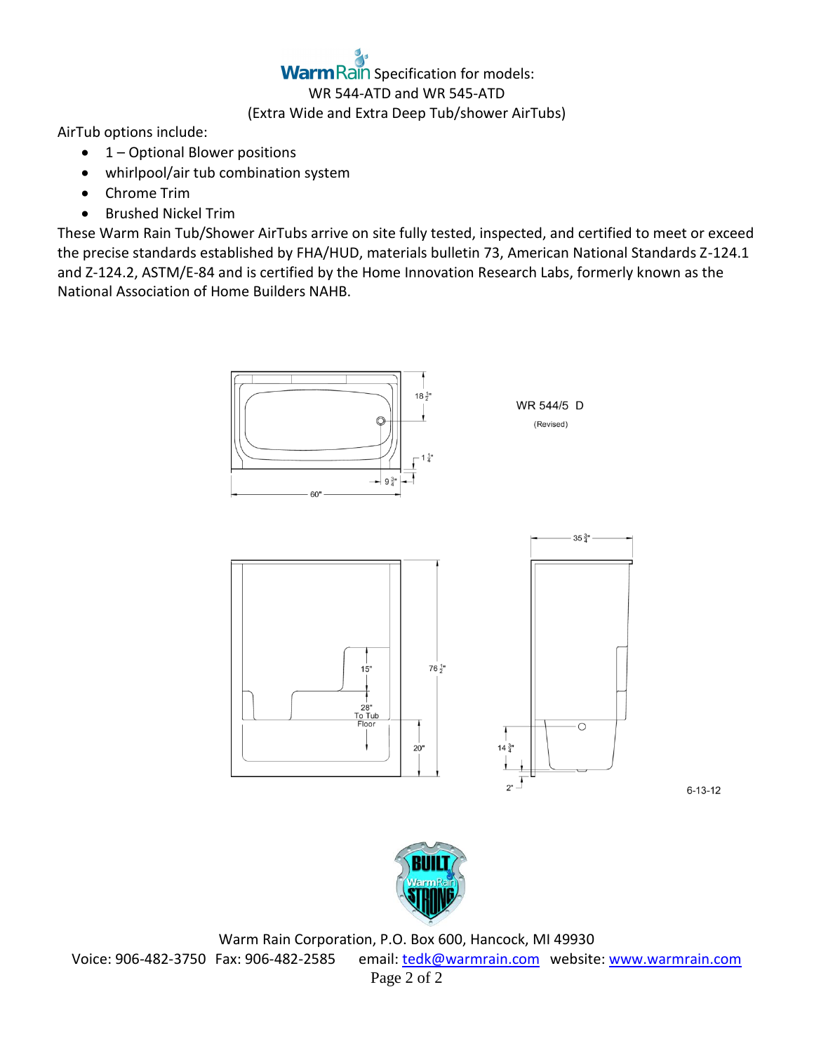WarmRain Specification for models:

WR 544-ATD and WR 545-ATD

(Extra Wide and Extra Deep Tub/shower AirTubs)

AirTub options include:

- 1 – Optional Blower positions
- whirlpool/air tub combination system
- Chrome Trim
- Brushed Nickel Trim

These Warm Rain Tub/Shower AirTubs arrive on site fully tested, inspected, and certified to meet or exceed the precise standards established by FHA/HUD, materials bulletin 73, American National Standards Z-124.1 and Z-124.2, ASTM/E-84 and is certified by the Home Innovation Research Labs, formerly known as the National Association of Home Builders NAHB.

WR 544/5 D

(Revised)

18 1/2"

1 1/4"

9 3/4"

60"

35 3/4"

15"

28" To Tub Floor

76 1/2"

20"

14 3/4"

2"

6-13-12

Warm Rain Corporation, P.O. Box 600, Hancock, MI 49930

Voice: 906-482-3750 Fax: 906-482-2585 email: tedk@warmrain.com website: www.warmrain.com